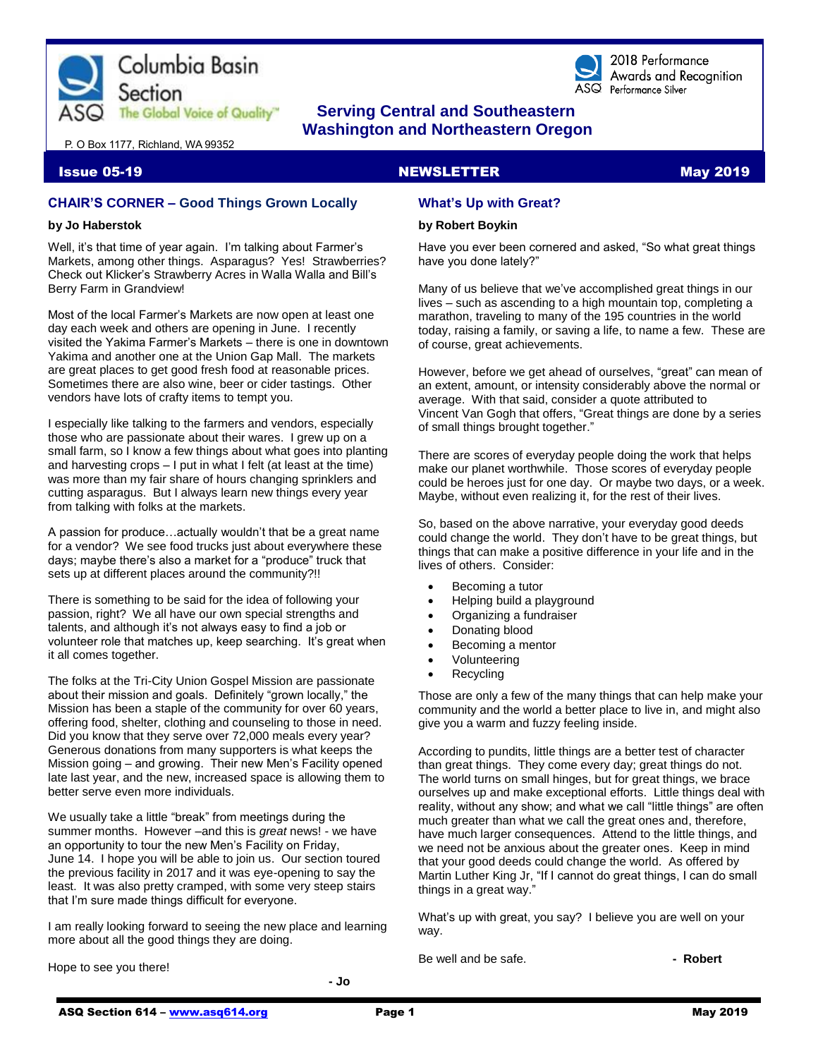Columbia Basin Section

ASQ The Global Voice of Quality™

2018 Performance Awards and Recognition
ASQ Performance Silver

**Serving Central and Southeastern Washington and Northeastern Oregon**

P. O Box 1177, Richland, WA 99352

**Issue 05-19** **NEWSLETTER** **May 2019**

## CHAIR'S CORNER – Good Things Grown Locally

**by Jo Haberstok**

Well, it's that time of year again. I'm talking about Farmer's Markets, among other things. Asparagus? Yes! Strawberries? Check out Klicker's Strawberry Acres in Walla Walla and Bill's Berry Farm in Grandview!

Most of the local Farmer's Markets are now open at least one day each week and others are opening in June. I recently visited the Yakima Farmer's Markets – there is one in downtown Yakima and another one at the Union Gap Mall. The markets are great places to get good fresh food at reasonable prices. Sometimes there are also wine, beer or cider tastings. Other vendors have lots of crafty items to tempt you.

I especially like talking to the farmers and vendors, especially those who are passionate about their wares. I grew up on a small farm, so I know a few things about what goes into planting and harvesting crops – I put in what I felt (at least at the time) was more than my fair share of hours changing sprinklers and cutting asparagus. But I always learn new things every year from talking with folks at the markets.

A passion for produce…actually wouldn't that be a great name for a vendor? We see food trucks just about everywhere these days; maybe there's also a market for a "produce" truck that sets up at different places around the community?!!

There is something to be said for the idea of following your passion, right? We all have our own special strengths and talents, and although it's not always easy to find a job or volunteer role that matches up, keep searching. It's great when it all comes together.

The folks at the Tri-City Union Gospel Mission are passionate about their mission and goals. Definitely "grown locally," the Mission has been a staple of the community for over 60 years, offering food, shelter, clothing and counseling to those in need. Did you know that they serve over 72,000 meals every year? Generous donations from many supporters is what keeps the Mission going – and growing. Their new Men's Facility opened late last year, and the new, increased space is allowing them to better serve even more individuals.

We usually take a little "break" from meetings during the summer months. However –and this is *great* news! - we have an opportunity to tour the new Men's Facility on Friday, June 14. I hope you will be able to join us. Our section toured the previous facility in 2017 and it was eye-opening to say the least. It was also pretty cramped, with some very steep stairs that I'm sure made things difficult for everyone.

I am really looking forward to seeing the new place and learning more about all the good things they are doing.

Hope to see you there!

**- Jo**

## What's Up with Great?

**by Robert Boykin**

Have you ever been cornered and asked, "So what great things have you done lately?"

Many of us believe that we've accomplished great things in our lives – such as ascending to a high mountain top, completing a marathon, traveling to many of the 195 countries in the world today, raising a family, or saving a life, to name a few. These are of course, great achievements.

However, before we get ahead of ourselves, "great" can mean of an extent, amount, or intensity considerably above the normal or average. With that said, consider a quote attributed to Vincent Van Gogh that offers, "Great things are done by a series of small things brought together."

There are scores of everyday people doing the work that helps make our planet worthwhile. Those scores of everyday people could be heroes just for one day. Or maybe two days, or a week. Maybe, without even realizing it, for the rest of their lives.

So, based on the above narrative, your everyday good deeds could change the world. They don't have to be great things, but things that can make a positive difference in your life and in the lives of others. Consider:

- Becoming a tutor
- Helping build a playground
- Organizing a fundraiser
- Donating blood
- Becoming a mentor
- Volunteering
- Recycling

Those are only a few of the many things that can help make your community and the world a better place to live in, and might also give you a warm and fuzzy feeling inside.

According to pundits, little things are a better test of character than great things. They come every day; great things do not. The world turns on small hinges, but for great things, we brace ourselves up and make exceptional efforts. Little things deal with reality, without any show; and what we call "little things" are often much greater than what we call the great ones and, therefore, have much larger consequences. Attend to the little things, and we need not be anxious about the greater ones. Keep in mind that your good deeds could change the world. As offered by Martin Luther King Jr, "If I cannot do great things, I can do small things in a great way."

What's up with great, you say? I believe you are well on your way.

Be well and be safe. **- Robert**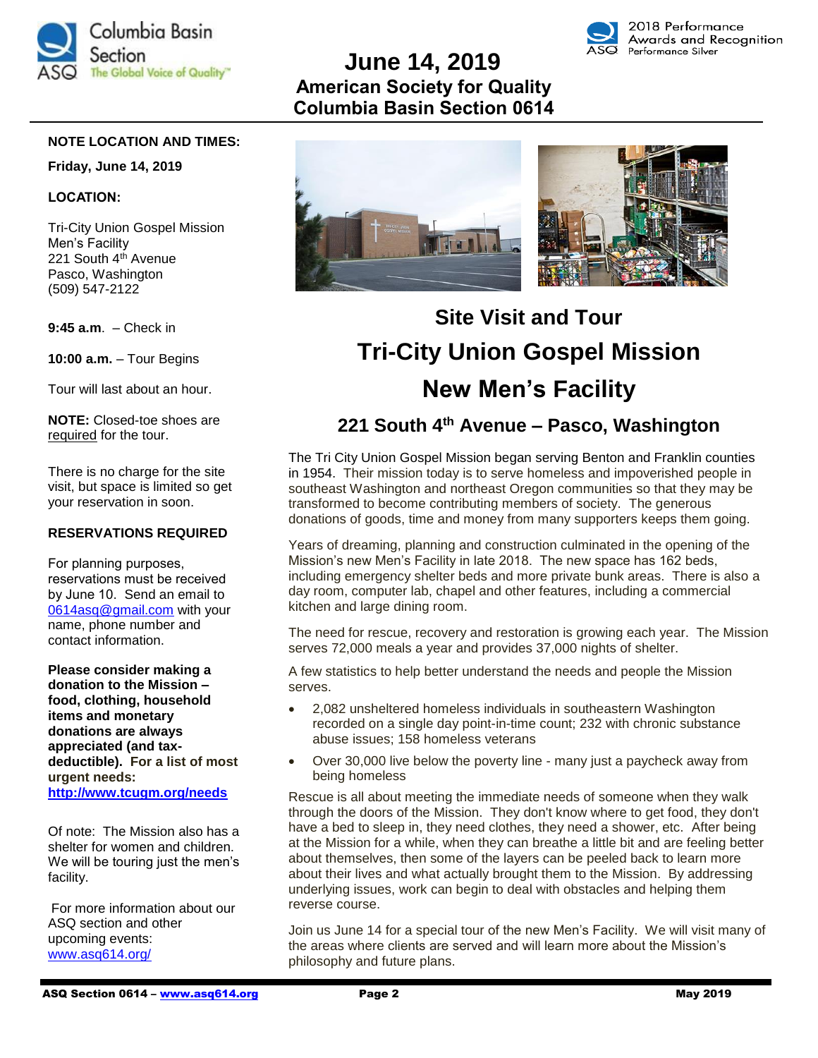# June 14, 2019

## American Society for Quality
## Columbia Basin Section 0614

**NOTE LOCATION AND TIMES:**

**Friday, June 14, 2019**

**LOCATION:**

Tri-City Union Gospel Mission
Men's Facility
221 South 4th Avenue
Pasco, Washington
(509) 547-2122

**9:45 a.m**. – Check in

**10:00 a.m.** – Tour Begins

Tour will last about an hour.

**NOTE:** Closed-toe shoes are required for the tour.

There is no charge for the site visit, but space is limited so get your reservation in soon.

**RESERVATIONS REQUIRED**

For planning purposes, reservations must be received by June 10. Send an email to 0614asq@gmail.com with your name, phone number and contact information.

**Please consider making a donation to the Mission – food, clothing, household items and monetary donations are always appreciated (and tax-deductible). For a list of most urgent needs: http://www.tcugm.org/needs**

Of note: The Mission also has a shelter for women and children. We will be touring just the men's facility.

For more information about our ASQ section and other upcoming events: www.asq614.org/

## Site Visit and Tour

# Tri-City Union Gospel Mission

# New Men's Facility

### 221 South 4th Avenue – Pasco, Washington

The Tri City Union Gospel Mission began serving Benton and Franklin counties in 1954. Their mission today is to serve homeless and impoverished people in southeast Washington and northeast Oregon communities so that they may be transformed to become contributing members of society. The generous donations of goods, time and money from many supporters keeps them going.

Years of dreaming, planning and construction culminated in the opening of the Mission's new Men's Facility in late 2018. The new space has 162 beds, including emergency shelter beds and more private bunk areas. There is also a day room, computer lab, chapel and other features, including a commercial kitchen and large dining room.

The need for rescue, recovery and restoration is growing each year. The Mission serves 72,000 meals a year and provides 37,000 nights of shelter.

A few statistics to help better understand the needs and people the Mission serves.

- 2,082 unsheltered homeless individuals in southeastern Washington recorded on a single day point-in-time count; 232 with chronic substance abuse issues; 158 homeless veterans
- Over 30,000 live below the poverty line - many just a paycheck away from being homeless

Rescue is all about meeting the immediate needs of someone when they walk through the doors of the Mission. They don't know where to get food, they don't have a bed to sleep in, they need clothes, they need a shower, etc. After being at the Mission for a while, when they can breathe a little bit and are feeling better about themselves, then some of the layers can be peeled back to learn more about their lives and what actually brought them to the Mission. By addressing underlying issues, work can begin to deal with obstacles and helping them reverse course.

Join us June 14 for a special tour of the new Men's Facility. We will visit many of the areas where clients are served and will learn more about the Mission's philosophy and future plans.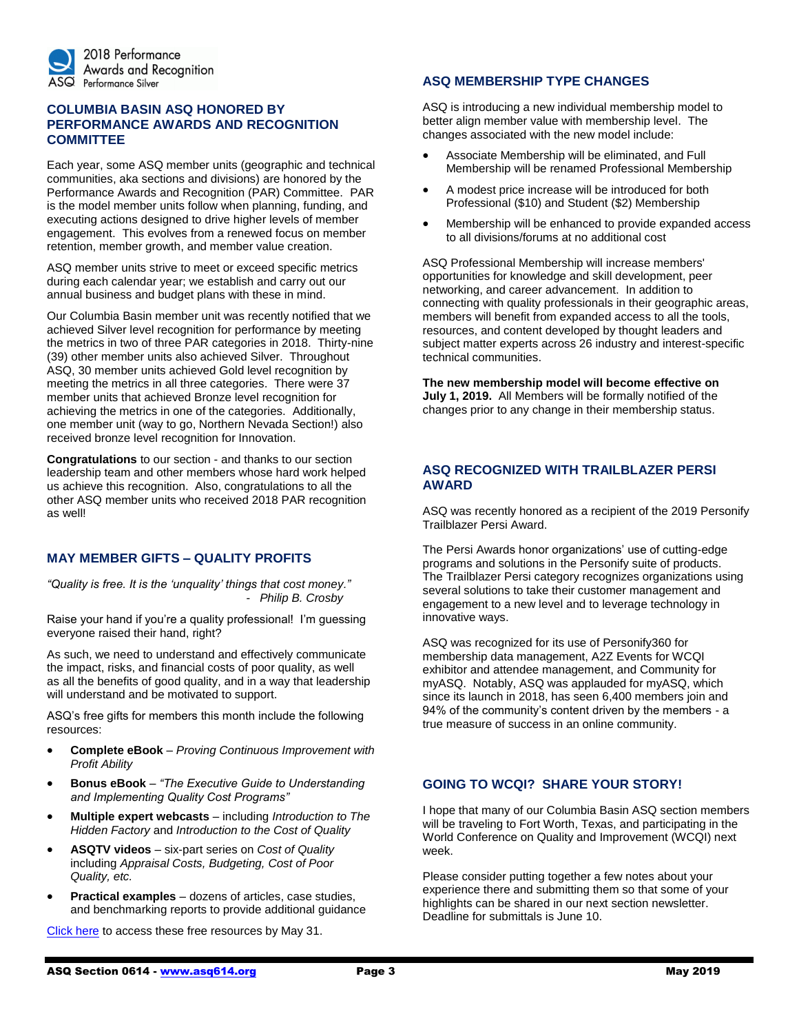2018 Performance Awards and Recognition
ASQ Performance Silver

## COLUMBIA BASIN ASQ HONORED BY PERFORMANCE AWARDS AND RECOGNITION COMMITTEE

Each year, some ASQ member units (geographic and technical communities, aka sections and divisions) are honored by the Performance Awards and Recognition (PAR) Committee. PAR is the model member units follow when planning, funding, and executing actions designed to drive higher levels of member engagement. This evolves from a renewed focus on member retention, member growth, and member value creation.

ASQ member units strive to meet or exceed specific metrics during each calendar year; we establish and carry out our annual business and budget plans with these in mind.

Our Columbia Basin member unit was recently notified that we achieved Silver level recognition for performance by meeting the metrics in two of three PAR categories in 2018. Thirty-nine (39) other member units also achieved Silver. Throughout ASQ, 30 member units achieved Gold level recognition by meeting the metrics in all three categories. There were 37 member units that achieved Bronze level recognition for achieving the metrics in one of the categories. Additionally, one member unit (way to go, Northern Nevada Section!) also received bronze level recognition for Innovation.

**Congratulations** to our section - and thanks to our section leadership team and other members whose hard work helped us achieve this recognition. Also, congratulations to all the other ASQ member units who received 2018 PAR recognition as well!

## MAY MEMBER GIFTS – QUALITY PROFITS

*"Quality is free. It is the 'unquality' things that cost money."*
- *Philip B. Crosby*

Raise your hand if you're a quality professional! I'm guessing everyone raised their hand, right?

As such, we need to understand and effectively communicate the impact, risks, and financial costs of poor quality, as well as all the benefits of good quality, and in a way that leadership will understand and be motivated to support.

ASQ's free gifts for members this month include the following resources:

- **Complete eBook** – *Proving Continuous Improvement with Profit Ability*
- **Bonus eBook** – *"The Executive Guide to Understanding and Implementing Quality Cost Programs"*
- **Multiple expert webcasts** – including *Introduction to The Hidden Factory* and *Introduction to the Cost of Quality*
- **ASQTV videos** – six-part series on *Cost of Quality* including *Appraisal Costs, Budgeting, Cost of Poor Quality, etc.*
- **Practical examples** – dozens of articles, case studies, and benchmarking reports to provide additional guidance

Click here to access these free resources by May 31.

## ASQ MEMBERSHIP TYPE CHANGES

ASQ is introducing a new individual membership model to better align member value with membership level. The changes associated with the new model include:

- Associate Membership will be eliminated, and Full Membership will be renamed Professional Membership
- A modest price increase will be introduced for both Professional ($10) and Student ($2) Membership
- Membership will be enhanced to provide expanded access to all divisions/forums at no additional cost

ASQ Professional Membership will increase members' opportunities for knowledge and skill development, peer networking, and career advancement. In addition to connecting with quality professionals in their geographic areas, members will benefit from expanded access to all the tools, resources, and content developed by thought leaders and subject matter experts across 26 industry and interest-specific technical communities.

**The new membership model will become effective on July 1, 2019.** All Members will be formally notified of the changes prior to any change in their membership status.

## ASQ RECOGNIZED WITH TRAILBLAZER PERSI AWARD

ASQ was recently honored as a recipient of the 2019 Personify Trailblazer Persi Award.

The Persi Awards honor organizations' use of cutting-edge programs and solutions in the Personify suite of products. The Trailblazer Persi category recognizes organizations using several solutions to take their customer management and engagement to a new level and to leverage technology in innovative ways.

ASQ was recognized for its use of Personify360 for membership data management, A2Z Events for WCQI exhibitor and attendee management, and Community for myASQ. Notably, ASQ was applauded for myASQ, which since its launch in 2018, has seen 6,400 members join and 94% of the community's content driven by the members - a true measure of success in an online community.

## GOING TO WCQI? SHARE YOUR STORY!

I hope that many of our Columbia Basin ASQ section members will be traveling to Fort Worth, Texas, and participating in the World Conference on Quality and Improvement (WCQI) next week.

Please consider putting together a few notes about your experience there and submitting them so that some of your highlights can be shared in our next section newsletter. Deadline for submittals is June 10.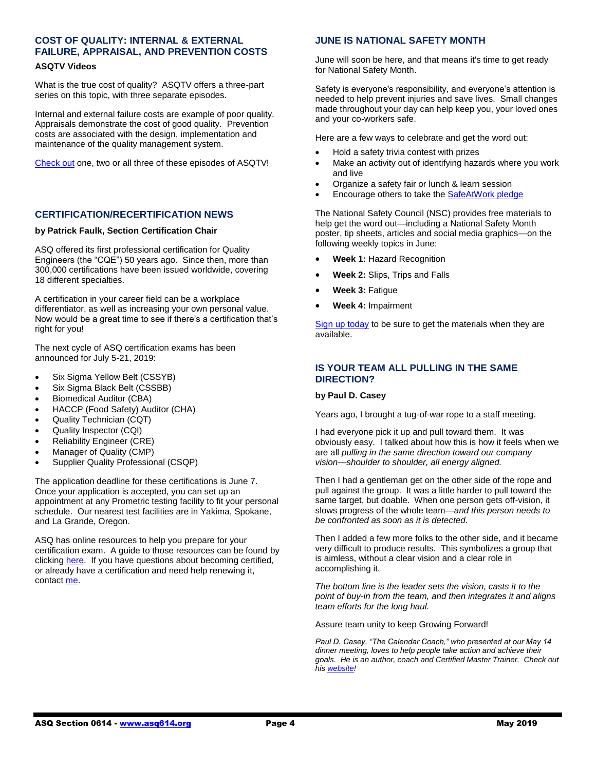## COST OF QUALITY: INTERNAL & EXTERNAL FAILURE, APPRAISAL, AND PREVENTION COSTS

**ASQTV Videos**

What is the true cost of quality? ASQTV offers a three-part series on this topic, with three separate episodes.

Internal and external failure costs are example of poor quality. Appraisals demonstrate the cost of good quality. Prevention costs are associated with the design, implementation and maintenance of the quality management system.

Check out one, two or all three of these episodes of ASQTV!

## CERTIFICATION/RECERTIFICATION NEWS

**by Patrick Faulk, Section Certification Chair**

ASQ offered its first professional certification for Quality Engineers (the "CQE") 50 years ago. Since then, more than 300,000 certifications have been issued worldwide, covering 18 different specialties.

A certification in your career field can be a workplace differentiator, as well as increasing your own personal value. Now would be a great time to see if there's a certification that's right for you!

The next cycle of ASQ certification exams has been announced for July 5-21, 2019:

- Six Sigma Yellow Belt (CSSYB)
- Six Sigma Black Belt (CSSBB)
- Biomedical Auditor (CBA)
- HACCP (Food Safety) Auditor (CHA)
- Quality Technician (CQT)
- Quality Inspector (CQI)
- Reliability Engineer (CRE)
- Manager of Quality (CMP)
- Supplier Quality Professional (CSQP)

The application deadline for these certifications is June 7. Once your application is accepted, you can set up an appointment at any Prometric testing facility to fit your personal schedule. Our nearest test facilities are in Yakima, Spokane, and La Grande, Oregon.

ASQ has online resources to help you prepare for your certification exam. A guide to those resources can be found by clicking here. If you have questions about becoming certified, or already have a certification and need help renewing it, contact me.

## JUNE IS NATIONAL SAFETY MONTH

June will soon be here, and that means it's time to get ready for National Safety Month.

Safety is everyone's responsibility, and everyone's attention is needed to help prevent injuries and save lives. Small changes made throughout your day can help keep you, your loved ones and your co-workers safe.

Here are a few ways to celebrate and get the word out:

- Hold a safety trivia contest with prizes
- Make an activity out of identifying hazards where you work and live
- Organize a safety fair or lunch & learn session
- Encourage others to take the SafeAtWork pledge

The National Safety Council (NSC) provides free materials to help get the word out—including a National Safety Month poster, tip sheets, articles and social media graphics—on the following weekly topics in June:

- **Week 1:** Hazard Recognition
- **Week 2:** Slips, Trips and Falls
- **Week 3:** Fatigue
- **Week 4:** Impairment

Sign up today to be sure to get the materials when they are available.

## IS YOUR TEAM ALL PULLING IN THE SAME DIRECTION?

**by Paul D. Casey**

Years ago, I brought a tug-of-war rope to a staff meeting.

I had everyone pick it up and pull toward them. It was obviously easy. I talked about how this is how it feels when we are all *pulling in the same direction toward our company vision—shoulder to shoulder, all energy aligned.*

Then I had a gentleman get on the other side of the rope and pull against the group. It was a little harder to pull toward the same target, but doable. When one person gets off-vision, it slows progress of the whole team—*and this person needs to be confronted as soon as it is detected.*

Then I added a few more folks to the other side, and it became very difficult to produce results. This symbolizes a group that is aimless, without a clear vision and a clear role in accomplishing it.

*The bottom line is the leader sets the vision, casts it to the point of buy-in from the team, and then integrates it and aligns team efforts for the long haul.*

Assure team unity to keep Growing Forward!

*Paul D. Casey, "The Calendar Coach," who presented at our May 14 dinner meeting, loves to help people take action and achieve their goals. He is an author, coach and Certified Master Trainer. Check out his website!*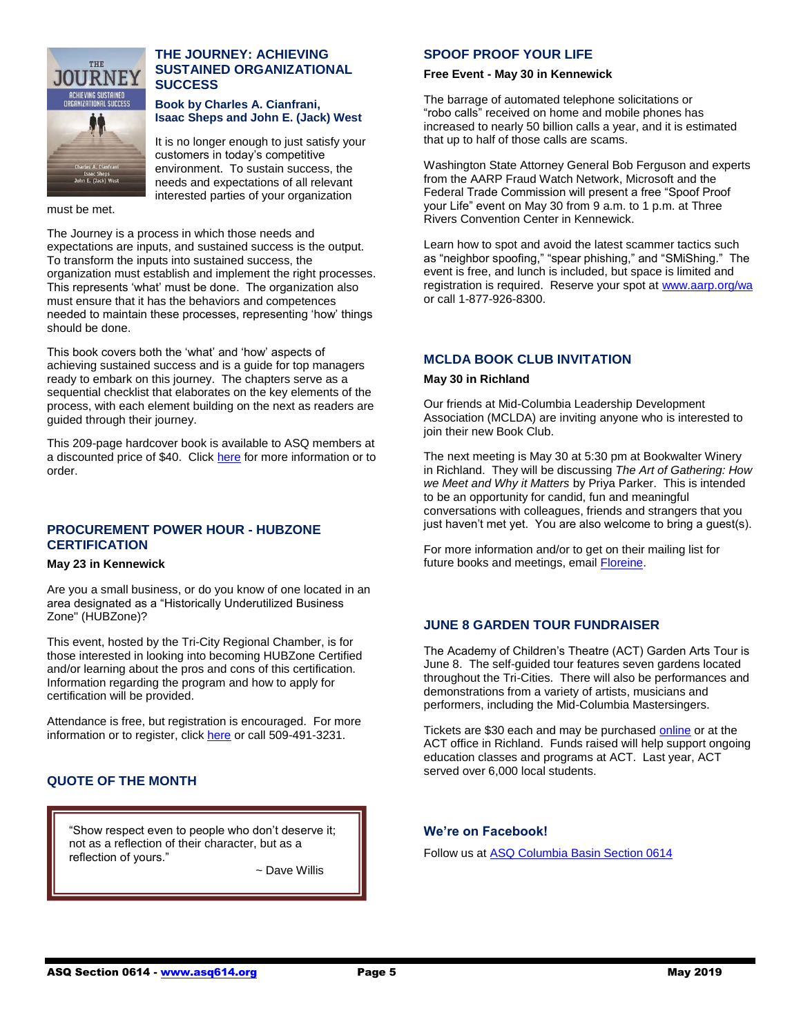## THE JOURNEY: ACHIEVING SUSTAINED ORGANIZATIONAL SUCCESS

### Book by Charles A. Cianfrani, Isaac Sheps and John E. (Jack) West

It is no longer enough to just satisfy your customers in today's competitive environment. To sustain success, the needs and expectations of all relevant interested parties of your organization must be met.

The Journey is a process in which those needs and expectations are inputs, and sustained success is the output. To transform the inputs into sustained success, the organization must establish and implement the right processes. This represents 'what' must be done. The organization also must ensure that it has the behaviors and competences needed to maintain these processes, representing 'how' things should be done.

This book covers both the 'what' and 'how' aspects of achieving sustained success and is a guide for top managers ready to embark on this journey. The chapters serve as a sequential checklist that elaborates on the key elements of the process, with each element building on the next as readers are guided through their journey.

This 209-page hardcover book is available to ASQ members at a discounted price of $40. Click here for more information or to order.

## PROCUREMENT POWER HOUR - HUBZONE CERTIFICATION

**May 23 in Kennewick**

Are you a small business, or do you know of one located in an area designated as a "Historically Underutilized Business Zone" (HUBZone)?

This event, hosted by the Tri-City Regional Chamber, is for those interested in looking into becoming HUBZone Certified and/or learning about the pros and cons of this certification. Information regarding the program and how to apply for certification will be provided.

Attendance is free, but registration is encouraged. For more information or to register, click here or call 509-491-3231.

## QUOTE OF THE MONTH

"Show respect even to people who don't deserve it; not as a reflection of their character, but as a reflection of yours."

~ Dave Willis

## SPOOF PROOF YOUR LIFE

**Free Event - May 30 in Kennewick**

The barrage of automated telephone solicitations or "robo calls" received on home and mobile phones has increased to nearly 50 billion calls a year, and it is estimated that up to half of those calls are scams.

Washington State Attorney General Bob Ferguson and experts from the AARP Fraud Watch Network, Microsoft and the Federal Trade Commission will present a free "Spoof Proof your Life" event on May 30 from 9 a.m. to 1 p.m. at Three Rivers Convention Center in Kennewick.

Learn how to spot and avoid the latest scammer tactics such as "neighbor spoofing," "spear phishing," and "SMiShing." The event is free, and lunch is included, but space is limited and registration is required. Reserve your spot at www.aarp.org/wa or call 1-877-926-8300.

## MCLDA BOOK CLUB INVITATION

**May 30 in Richland**

Our friends at Mid-Columbia Leadership Development Association (MCLDA) are inviting anyone who is interested to join their new Book Club.

The next meeting is May 30 at 5:30 pm at Bookwalter Winery in Richland. They will be discussing *The Art of Gathering: How we Meet and Why it Matters* by Priya Parker. This is intended to be an opportunity for candid, fun and meaningful conversations with colleagues, friends and strangers that you just haven't met yet. You are also welcome to bring a guest(s).

For more information and/or to get on their mailing list for future books and meetings, email Floreine.

## JUNE 8 GARDEN TOUR FUNDRAISER

The Academy of Children's Theatre (ACT) Garden Arts Tour is June 8. The self-guided tour features seven gardens located throughout the Tri-Cities. There will also be performances and demonstrations from a variety of artists, musicians and performers, including the Mid-Columbia Mastersingers.

Tickets are $30 each and may be purchased online or at the ACT office in Richland. Funds raised will help support ongoing education classes and programs at ACT. Last year, ACT served over 6,000 local students.

### We're on Facebook!

Follow us at ASQ Columbia Basin Section 0614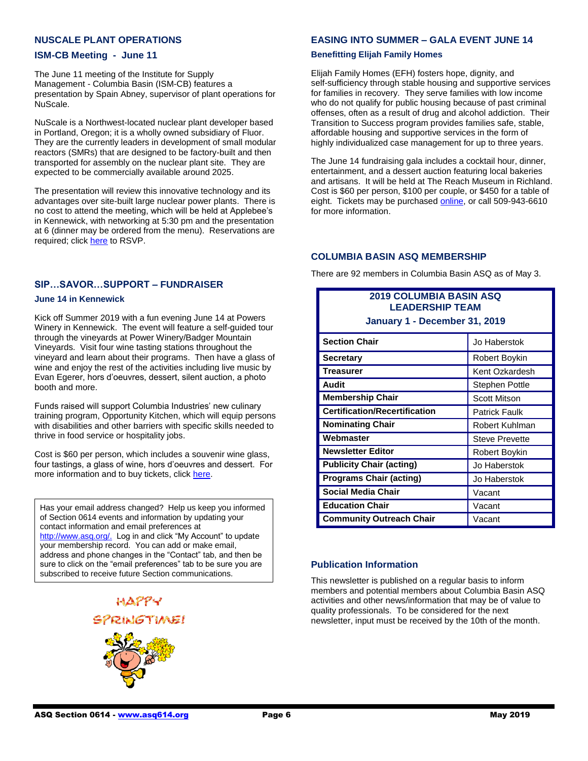## NUSCALE PLANT OPERATIONS

### ISM-CB Meeting - June 11

The June 11 meeting of the Institute for Supply Management - Columbia Basin (ISM-CB) features a presentation by Spain Abney, supervisor of plant operations for NuScale.

NuScale is a Northwest-located nuclear plant developer based in Portland, Oregon; it is a wholly owned subsidiary of Fluor. They are the currently leaders in development of small modular reactors (SMRs) that are designed to be factory-built and then transported for assembly on the nuclear plant site. They are expected to be commercially available around 2025.

The presentation will review this innovative technology and its advantages over site-built large nuclear power plants. There is no cost to attend the meeting, which will be held at Applebee's in Kennewick, with networking at 5:30 pm and the presentation at 6 (dinner may be ordered from the menu). Reservations are required; click here to RSVP.

## SIP…SAVOR…SUPPORT – FUNDRAISER

### June 14 in Kennewick

Kick off Summer 2019 with a fun evening June 14 at Powers Winery in Kennewick. The event will feature a self-guided tour through the vineyards at Power Winery/Badger Mountain Vineyards. Visit four wine tasting stations throughout the vineyard and learn about their programs. Then have a glass of wine and enjoy the rest of the activities including live music by Evan Egerer, hors d'oeuvres, dessert, silent auction, a photo booth and more.

Funds raised will support Columbia Industries' new culinary training program, Opportunity Kitchen, which will equip persons with disabilities and other barriers with specific skills needed to thrive in food service or hospitality jobs.

Cost is $60 per person, which includes a souvenir wine glass, four tastings, a glass of wine, hors d'oeuvres and dessert. For more information and to buy tickets, click here.

> Has your email address changed? Help us keep you informed of Section 0614 events and information by updating your contact information and email preferences at http://www.asq.org/. Log in and click "My Account" to update your membership record. You can add or make email, address and phone changes in the "Contact" tab, and then be sure to click on the "email preferences" tab to be sure you are subscribed to receive future Section communications.

HAPPY SPRINGTIME!

## EASING INTO SUMMER – GALA EVENT JUNE 14

### Benefitting Elijah Family Homes

Elijah Family Homes (EFH) fosters hope, dignity, and self-sufficiency through stable housing and supportive services for families in recovery. They serve families with low income who do not qualify for public housing because of past criminal offenses, often as a result of drug and alcohol addiction. Their Transition to Success program provides families safe, stable, affordable housing and supportive services in the form of highly individualized case management for up to three years.

The June 14 fundraising gala includes a cocktail hour, dinner, entertainment, and a dessert auction featuring local bakeries and artisans. It will be held at The Reach Museum in Richland. Cost is $60 per person, $100 per couple, or $450 for a table of eight. Tickets may be purchased online, or call 509-943-6610 for more information.

## COLUMBIA BASIN ASQ MEMBERSHIP

There are 92 members in Columbia Basin ASQ as of May 3.

**2019 COLUMBIA BASIN ASQ LEADERSHIP TEAM**
**January 1 - December 31, 2019**

| | |
|---|---|
| **Section Chair** | Jo Haberstok |
| **Secretary** | Robert Boykin |
| **Treasurer** | Kent Ozkardesh |
| **Audit** | Stephen Pottle |
| **Membership Chair** | Scott Mitson |
| **Certification/Recertification** | Patrick Faulk |
| **Nominating Chair** | Robert Kuhlman |
| **Webmaster** | Steve Prevette |
| **Newsletter Editor** | Robert Boykin |
| **Publicity Chair (acting)** | Jo Haberstok |
| **Programs Chair (acting)** | Jo Haberstok |
| **Social Media Chair** | Vacant |
| **Education Chair** | Vacant |
| **Community Outreach Chair** | Vacant |

## Publication Information

This newsletter is published on a regular basis to inform members and potential members about Columbia Basin ASQ activities and other news/information that may be of value to quality professionals. To be considered for the next newsletter, input must be received by the 10th of the month.